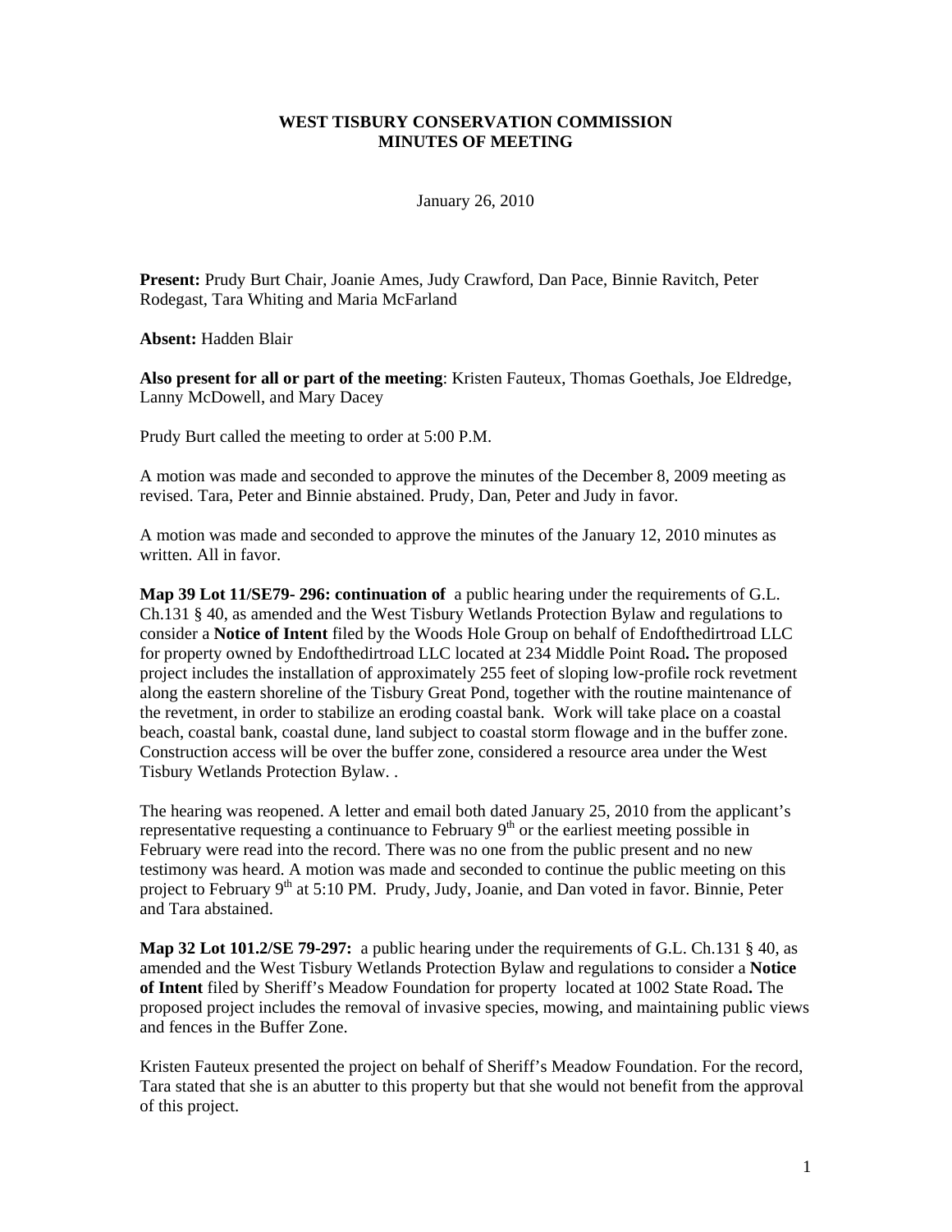**WEST TISBURY CONSERVATION COMMISSION**
**MINUTES OF MEETING**

January 26, 2010

**Present:** Prudy Burt Chair, Joanie Ames, Judy Crawford, Dan Pace, Binnie Ravitch, Peter Rodegast, Tara Whiting and Maria McFarland

**Absent:** Hadden Blair

**Also present for all or part of the meeting**: Kristen Fauteux, Thomas Goethals, Joe Eldredge, Lanny McDowell, and Mary Dacey

Prudy Burt called the meeting to order at 5:00 P.M.

A motion was made and seconded to approve the minutes of the December 8, 2009 meeting as revised. Tara, Peter and Binnie abstained. Prudy, Dan, Peter and Judy in favor.

A motion was made and seconded to approve the minutes of the January 12, 2010 minutes as written. All in favor.

**Map 39 Lot 11/SE79- 296: continuation of** a public hearing under the requirements of G.L. Ch.131 § 40, as amended and the West Tisbury Wetlands Protection Bylaw and regulations to consider a **Notice of Intent** filed by the Woods Hole Group on behalf of Endofthedirtroad LLC for property owned by Endofthedirtroad LLC located at 234 Middle Point Road**.** The proposed project includes the installation of approximately 255 feet of sloping low-profile rock revetment along the eastern shoreline of the Tisbury Great Pond, together with the routine maintenance of the revetment, in order to stabilize an eroding coastal bank. Work will take place on a coastal beach, coastal bank, coastal dune, land subject to coastal storm flowage and in the buffer zone. Construction access will be over the buffer zone, considered a resource area under the West Tisbury Wetlands Protection Bylaw. .

The hearing was reopened. A letter and email both dated January 25, 2010 from the applicant's representative requesting a continuance to February 9th or the earliest meeting possible in February were read into the record. There was no one from the public present and no new testimony was heard. A motion was made and seconded to continue the public meeting on this project to February 9th at 5:10 PM. Prudy, Judy, Joanie, and Dan voted in favor. Binnie, Peter and Tara abstained.

**Map 32 Lot 101.2/SE 79-297:** a public hearing under the requirements of G.L. Ch.131 § 40, as amended and the West Tisbury Wetlands Protection Bylaw and regulations to consider a **Notice of Intent** filed by Sheriff's Meadow Foundation for property located at 1002 State Road**.** The proposed project includes the removal of invasive species, mowing, and maintaining public views and fences in the Buffer Zone.

Kristen Fauteux presented the project on behalf of Sheriff's Meadow Foundation. For the record, Tara stated that she is an abutter to this property but that she would not benefit from the approval of this project.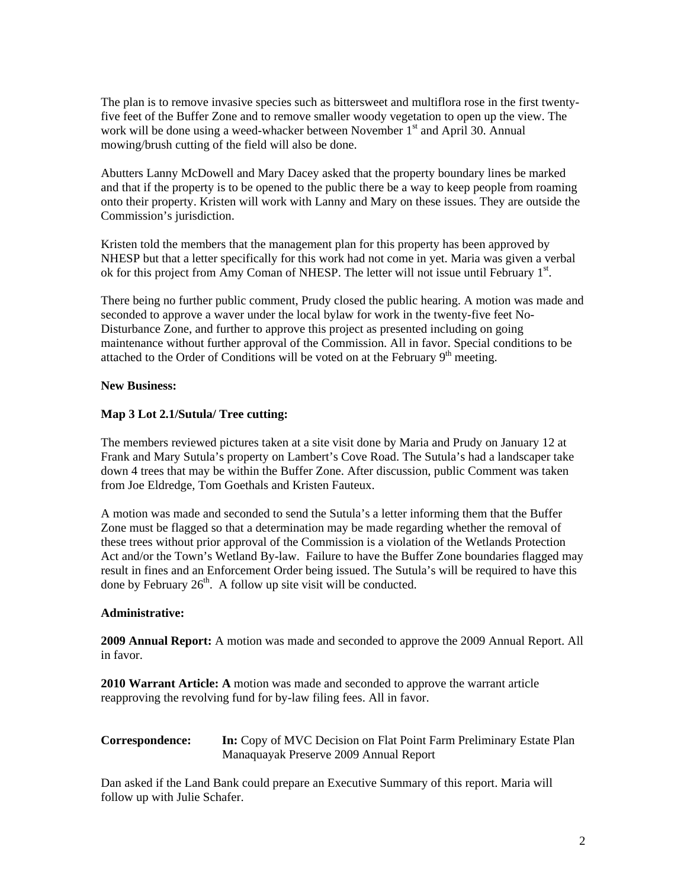The plan is to remove invasive species such as bittersweet and multiflora rose in the first twenty-five feet of the Buffer Zone and to remove smaller woody vegetation to open up the view. The work will be done using a weed-whacker between November 1st and April 30. Annual mowing/brush cutting of the field will also be done.

Abutters Lanny McDowell and Mary Dacey asked that the property boundary lines be marked and that if the property is to be opened to the public there be a way to keep people from roaming onto their property. Kristen will work with Lanny and Mary on these issues. They are outside the Commission's jurisdiction.

Kristen told the members that the management plan for this property has been approved by NHESP but that a letter specifically for this work had not come in yet. Maria was given a verbal ok for this project from Amy Coman of NHESP. The letter will not issue until February 1st.

There being no further public comment, Prudy closed the public hearing. A motion was made and seconded to approve a waver under the local bylaw for work in the twenty-five feet No-Disturbance Zone, and further to approve this project as presented including on going maintenance without further approval of the Commission. All in favor. Special conditions to be attached to the Order of Conditions will be voted on at the February 9th meeting.

**New Business:**

**Map 3 Lot 2.1/Sutula/ Tree cutting:**

The members reviewed pictures taken at a site visit done by Maria and Prudy on January 12 at Frank and Mary Sutula's property on Lambert's Cove Road. The Sutula's had a landscaper take down 4 trees that may be within the Buffer Zone. After discussion, public Comment was taken from Joe Eldredge, Tom Goethals and Kristen Fauteux.

A motion was made and seconded to send the Sutula's a letter informing them that the Buffer Zone must be flagged so that a determination may be made regarding whether the removal of these trees without prior approval of the Commission is a violation of the Wetlands Protection Act and/or the Town's Wetland By-law. Failure to have the Buffer Zone boundaries flagged may result in fines and an Enforcement Order being issued. The Sutula's will be required to have this done by February 26th. A follow up site visit will be conducted.

**Administrative:**

**2009 Annual Report:** A motion was made and seconded to approve the 2009 Annual Report. All in favor.

**2010 Warrant Article: A** motion was made and seconded to approve the warrant article reapproving the revolving fund for by-law filing fees. All in favor.

**Correspondence:** **In:** Copy of MVC Decision on Flat Point Farm Preliminary Estate Plan
Manaquayak Preserve 2009 Annual Report

Dan asked if the Land Bank could prepare an Executive Summary of this report. Maria will follow up with Julie Schafer.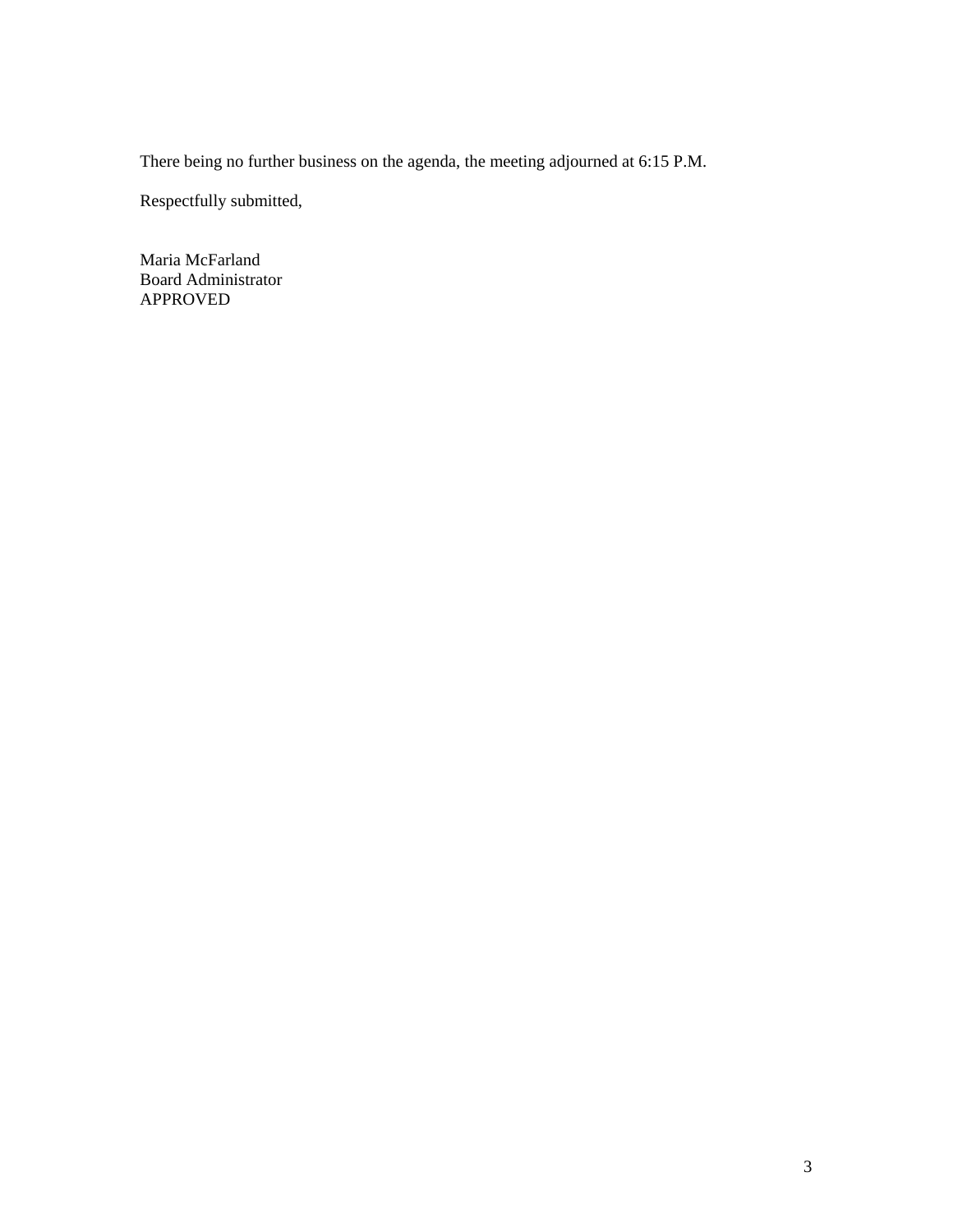There being no further business on the agenda, the meeting adjourned at 6:15 P.M.

Respectfully submitted,

Maria McFarland  
Board Administrator  
APPROVED